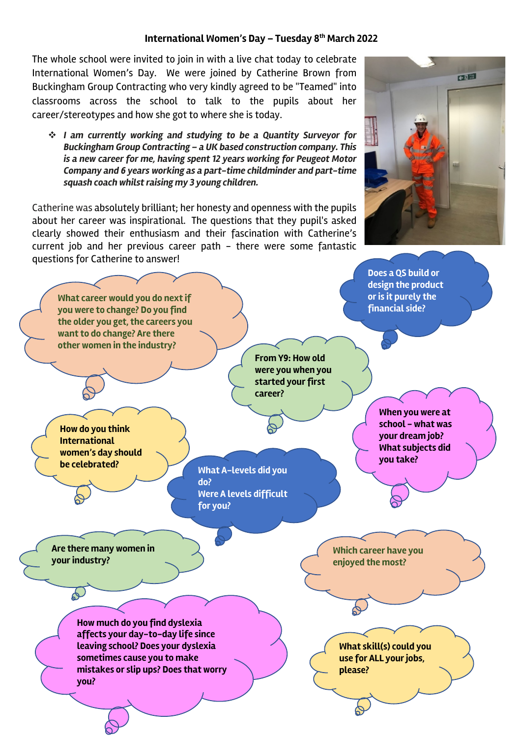## International Women's Day – Tuesday 8th March 2022

The whole school were invited to join in with a live chat today to celebrate International Women's Day. We were joined by Catherine Brown from Buckingham Group Contracting who very kindly agreed to be "Teamed" into classrooms across the school to talk to the pupils about her career/stereotypes and how she got to where she is today.

- ***I am currently working and studying to be a Quantity Surveyor for Buckingham Group Contracting – a UK based construction company. This is a new career for me, having spent 12 years working for Peugeot Motor Company and 6 years working as a part-time childminder and part-time squash coach whilst raising my 3 young children.***

Catherine was absolutely brilliant; her honesty and openness with the pupils about her career was inspirational. The questions that they pupil's asked clearly showed their enthusiasm and their fascination with Catherine's current job and her previous career path – there were some fantastic questions for Catherine to answer!

**What career would you do next if you were to change? Do you find the older you get, the careers you want to do change? Are there other women in the industry?**

**Does a QS build or design the product or is it purely the financial side?**

**From Y9: How old were you when you started your first career?**

**How do you think International women's day should be celebrated?**

**When you were at school – what was your dream job? What subjects did you take?**

**What A-levels did you do? Were A levels difficult for you?**

**Are there many women in your industry?**

**Which career have you enjoyed the most?**

**How much do you find dyslexia affects your day-to-day life since leaving school? Does your dyslexia sometimes cause you to make mistakes or slip ups? Does that worry you?**

**What skill(s) could you use for ALL your jobs, please?**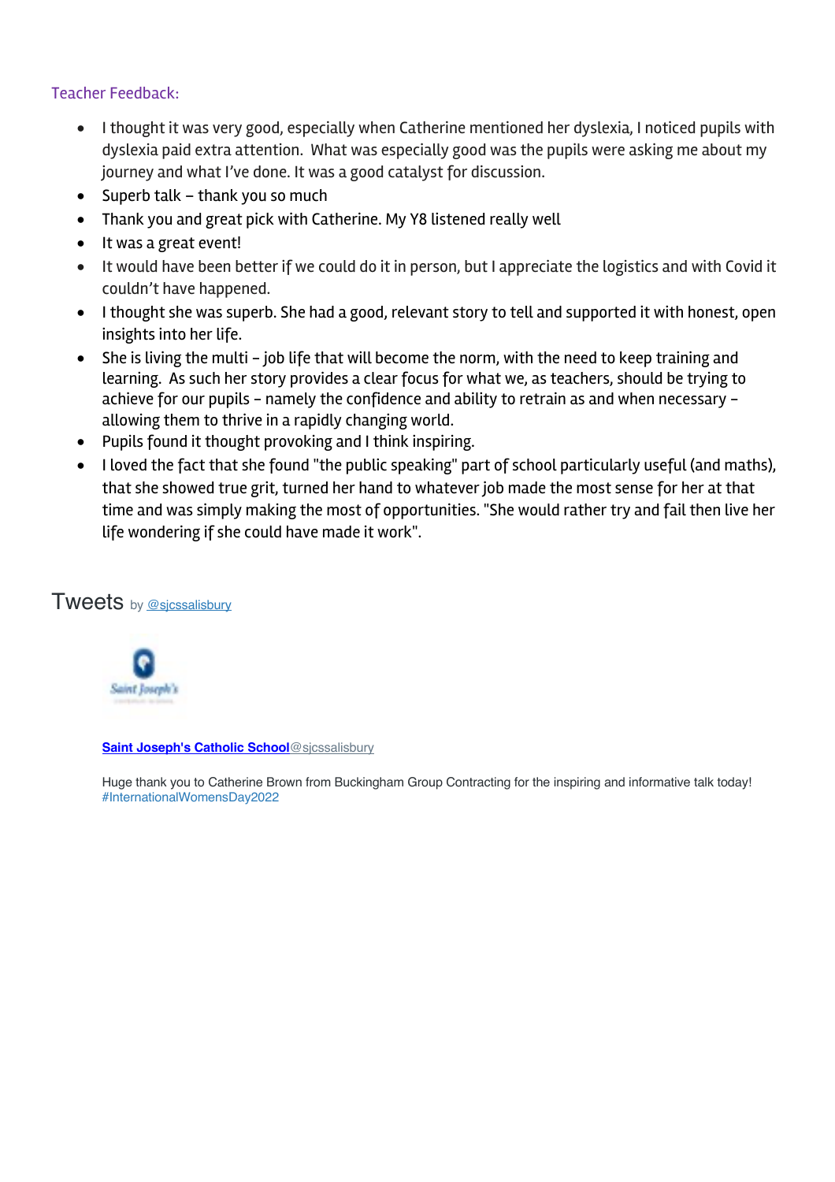Teacher Feedback:

- I thought it was very good, especially when Catherine mentioned her dyslexia, I noticed pupils with dyslexia paid extra attention. What was especially good was the pupils were asking me about my journey and what I've done. It was a good catalyst for discussion.
- Superb talk – thank you so much
- Thank you and great pick with Catherine. My Y8 listened really well
- It was a great event!
- It would have been better if we could do it in person, but I appreciate the logistics and with Covid it couldn't have happened.
- I thought she was superb. She had a good, relevant story to tell and supported it with honest, open insights into her life.
- She is living the multi – job life that will become the norm, with the need to keep training and learning. As such her story provides a clear focus for what we, as teachers, should be trying to achieve for our pupils – namely the confidence and ability to retrain as and when necessary – allowing them to thrive in a rapidly changing world.
- Pupils found it thought provoking and I think inspiring.
- I loved the fact that she found "the public speaking" part of school particularly useful (and maths), that she showed true grit, turned her hand to whatever job made the most sense for her at that time and was simply making the most of opportunities. "She would rather try and fail then live her life wondering if she could have made it work".

## Tweets by @sjcssalisbury

**Saint Joseph's Catholic School**@sjcssalisbury

Huge thank you to Catherine Brown from Buckingham Group Contracting for the inspiring and informative talk today! #InternationalWomensDay2022